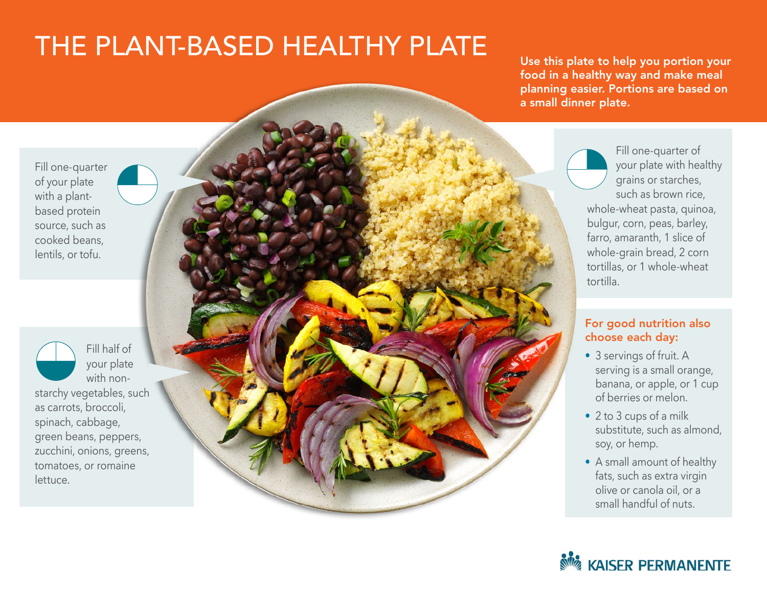# THE PLANT-BASED HEALTHY PLATE

**Use this plate to help you portion your food in a healthy way and make meal planning easier. Portions are based on a small dinner plate.**

Fill one-quarter of your plate with a plant-based protein source, such as cooked beans, lentils, or tofu.

Fill half of your plate with non-starchy vegetables, such as carrots, broccoli, spinach, cabbage, green beans, peppers, zucchini, onions, greens, tomatoes, or romaine lettuce.

Fill one-quarter of your plate with healthy grains or starches, such as brown rice, whole-wheat pasta, quinoa, bulgur, corn, peas, barley, farro, amaranth, 1 slice of whole-grain bread, 2 corn tortillas, or 1 whole-wheat tortilla.

## For good nutrition also choose each day:

- 3 servings of fruit. A serving is a small orange, banana, or apple, or 1 cup of berries or melon.
- 2 to 3 cups of a milk substitute, such as almond, soy, or hemp.
- A small amount of healthy fats, such as extra virgin olive or canola oil, or a small handful of nuts.

KAISER PERMANENTE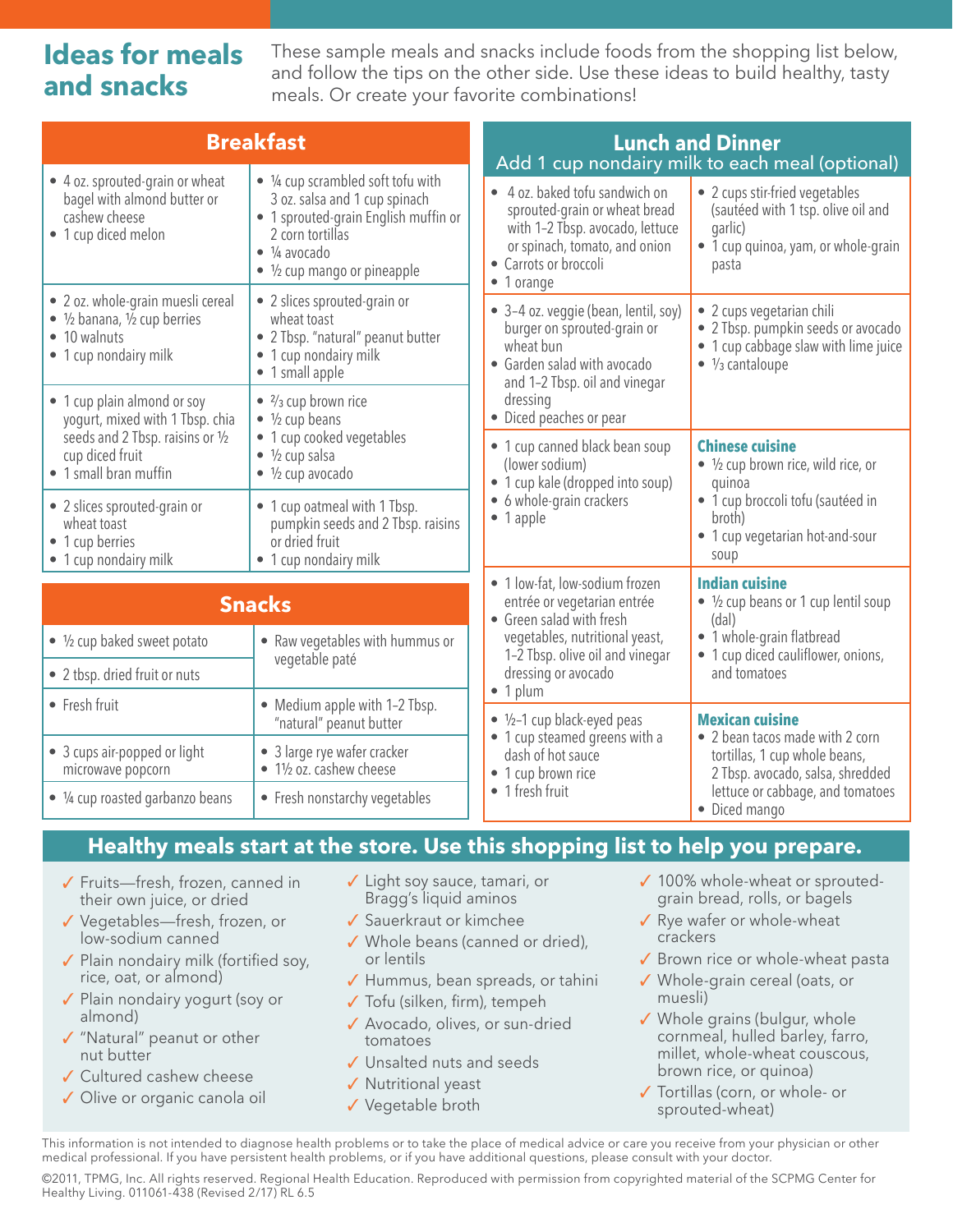# Ideas for meals and snacks

These sample meals and snacks include foods from the shopping list below, and follow the tips on the other side. Use these ideas to build healthy, tasty meals. Or create your favorite combinations!

## Breakfast

| | |
|---|---|
| • 4 oz. sprouted-grain or wheat bagel with almond butter or cashew cheese<br>• 1 cup diced melon | • ¼ cup scrambled soft tofu with 3 oz. salsa and 1 cup spinach<br>• 1 sprouted-grain English muffin or 2 corn tortillas<br>• ¼ avocado<br>• ½ cup mango or pineapple |
| • 2 oz. whole-grain muesli cereal<br>• ½ banana, ½ cup berries<br>• 10 walnuts<br>• 1 cup nondairy milk | • 2 slices sprouted-grain or wheat toast<br>• 2 Tbsp. "natural" peanut butter<br>• 1 cup nondairy milk<br>• 1 small apple |
| • 1 cup plain almond or soy yogurt, mixed with 1 Tbsp. chia seeds and 2 Tbsp. raisins or ½ cup diced fruit<br>• 1 small bran muffin | • ⅔ cup brown rice<br>• ½ cup beans<br>• 1 cup cooked vegetables<br>• ½ cup salsa<br>• ½ cup avocado |
| • 2 slices sprouted-grain or wheat toast<br>• 1 cup berries<br>• 1 cup nondairy milk | • 1 cup oatmeal with 1 Tbsp. pumpkin seeds and 2 Tbsp. raisins or dried fruit<br>• 1 cup nondairy milk |

## Snacks

| | |
|---|---|
| • ½ cup baked sweet potato | • Raw vegetables with hummus or vegetable paté |
| • 2 tbsp. dried fruit or nuts | |
| • Fresh fruit | • Medium apple with 1–2 Tbsp. "natural" peanut butter |
| • 3 cups air-popped or light microwave popcorn | • 3 large rye wafer cracker<br>• 1½ oz. cashew cheese |
| • ¼ cup roasted garbanzo beans | • Fresh nonstarchy vegetables |

## Lunch and Dinner

Add 1 cup nondairy milk to each meal (optional)

| | |
|---|---|
| • 4 oz. baked tofu sandwich on sprouted-grain or wheat bread with 1–2 Tbsp. avocado, lettuce or spinach, tomato, and onion<br>• Carrots or broccoli<br>• 1 orange | • 2 cups stir-fried vegetables (sautéed with 1 tsp. olive oil and garlic)<br>• 1 cup quinoa, yam, or whole-grain pasta |
| • 3–4 oz. veggie (bean, lentil, soy) burger on sprouted-grain or wheat bun<br>• Garden salad with avocado and 1–2 Tbsp. oil and vinegar dressing<br>• Diced peaches or pear | • 2 cups vegetarian chili<br>• 2 Tbsp. pumpkin seeds or avocado<br>• 1 cup cabbage slaw with lime juice<br>• ⅓ cantaloupe |
| • 1 cup canned black bean soup (lower sodium)<br>• 1 cup kale (dropped into soup)<br>• 6 whole-grain crackers<br>• 1 apple | **Chinese cuisine**<br>• ½ cup brown rice, wild rice, or quinoa<br>• 1 cup broccoli tofu (sautéed in broth)<br>• 1 cup vegetarian hot-and-sour soup |
| • 1 low-fat, low-sodium frozen entrée or vegetarian entrée<br>• Green salad with fresh vegetables, nutritional yeast, 1–2 Tbsp. olive oil and vinegar dressing or avocado<br>• 1 plum | **Indian cuisine**<br>• ½ cup beans or 1 cup lentil soup (dal)<br>• 1 whole-grain flatbread<br>• 1 cup diced cauliflower, onions, and tomatoes |
| • ½–1 cup black-eyed peas<br>• 1 cup steamed greens with a dash of hot sauce<br>• 1 cup brown rice<br>• 1 fresh fruit | **Mexican cuisine**<br>• 2 bean tacos made with 2 corn tortillas, 1 cup whole beans, 2 Tbsp. avocado, salsa, shredded lettuce or cabbage, and tomatoes<br>• Diced mango |

## Healthy meals start at the store. Use this shopping list to help you prepare.

- ✓ Fruits—fresh, frozen, canned in their own juice, or dried
- ✓ Vegetables—fresh, frozen, or low-sodium canned
- ✓ Plain nondairy milk (fortified soy, rice, oat, or almond)
- ✓ Plain nondairy yogurt (soy or almond)
- ✓ "Natural" peanut or other nut butter
- ✓ Cultured cashew cheese
- ✓ Olive or organic canola oil
- ✓ Light soy sauce, tamari, or Bragg's liquid aminos
- ✓ Sauerkraut or kimchee
- ✓ Whole beans (canned or dried), or lentils
- ✓ Hummus, bean spreads, or tahini
- ✓ Tofu (silken, firm), tempeh
- ✓ Avocado, olives, or sun-dried tomatoes
- ✓ Unsalted nuts and seeds
- ✓ Nutritional yeast
- ✓ Vegetable broth
- ✓ 100% whole-wheat or sprouted-grain bread, rolls, or bagels
- ✓ Rye wafer or whole-wheat crackers
- ✓ Brown rice or whole-wheat pasta
- ✓ Whole-grain cereal (oats, or muesli)
- ✓ Whole grains (bulgur, whole cornmeal, hulled barley, farro, millet, whole-wheat couscous, brown rice, or quinoa)
- ✓ Tortillas (corn, or whole- or sprouted-wheat)

This information is not intended to diagnose health problems or to take the place of medical advice or care you receive from your physician or other medical professional. If you have persistent health problems, or if you have additional questions, please consult with your doctor.

©2011, TPMG, Inc. All rights reserved. Regional Health Education. Reproduced with permission from copyrighted material of the SCPMG Center for Healthy Living. 011061-438 (Revised 2/17) RL 6.5